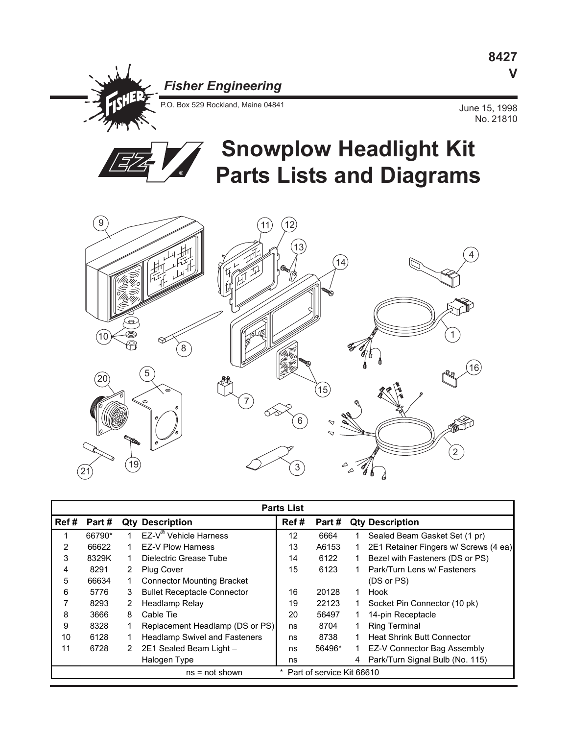8427
V

*Fisher Engineering*

P.O. Box 529 Rockland, Maine 04841

June 15, 1998
No. 21810

# Snowplow Headlight Kit Parts Lists and Diagrams

| Parts List | | | | | | | |
|---|---|---|---|---|---|---|---|
| **Ref #** | **Part #** | **Qty** | **Description** | **Ref #** | **Part #** | **Qty** | **Description** |
| 1 | 66790* | 1 | EZ-V® Vehicle Harness | 12 | 6664 | 1 | Sealed Beam Gasket Set (1 pr) |
| 2 | 66622 | 1 | EZ-V Plow Harness | 13 | A6153 | 1 | 2E1 Retainer Fingers w/ Screws (4 ea) |
| 3 | 8329K | 1 | Dielectric Grease Tube | 14 | 6122 | 1 | Bezel with Fasteners (DS or PS) |
| 4 | 8291 | 2 | Plug Cover | 15 | 6123 | 1 | Park/Turn Lens w/ Fasteners (DS or PS) |
| 5 | 66634 | 1 | Connector Mounting Bracket | 16 | 20128 | 1 | Hook |
| 6 | 5776 | 3 | Bullet Receptacle Connector | 19 | 22123 | 1 | Socket Pin Connector (10 pk) |
| 7 | 8293 | 2 | Headlamp Relay | 20 | 56497 | 1 | 14-pin Receptacle |
| 8 | 3666 | 8 | Cable Tie | ns | 8704 | 1 | Ring Terminal |
| 9 | 8328 | 1 | Replacement Headlamp (DS or PS) | ns | 8738 | 1 | Heat Shrink Butt Connector |
| 10 | 6128 | 1 | Headlamp Swivel and Fasteners | ns | 56496* | 1 | EZ-V Connector Bag Assembly |
| 11 | 6728 | 2 | 2E1 Sealed Beam Light – Halogen Type | ns | | 4 | Park/Turn Signal Bulb (No. 115) |

ns = not shown * Part of service Kit 66610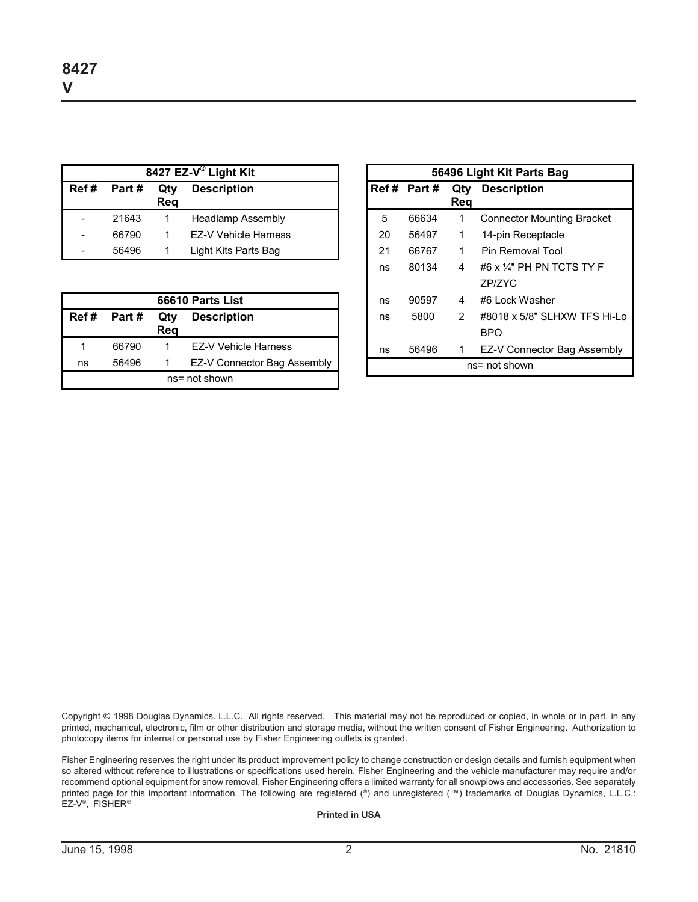# 8427
# V

| 8427 EZ-V® Light Kit | | | |
|---|---|---|---|
| Ref # | Part # | Qty Req | Description |
| - | 21643 | 1 | Headlamp Assembly |
| - | 66790 | 1 | EZ-V Vehicle Harness |
| - | 56496 | 1 | Light Kits Parts Bag |

| 66610 Parts List | | | |
|---|---|---|---|
| Ref # | Part # | Qty Req | Description |
| 1 | 66790 | 1 | EZ-V Vehicle Harness |
| ns | 56496 | 1 | EZ-V Connector Bag Assembly |
| ns= not shown | | | |

| 56496 Light Kit Parts Bag | | | |
|---|---|---|---|
| Ref # | Part # | Qty Req | Description |
| 5 | 66634 | 1 | Connector Mounting Bracket |
| 20 | 56497 | 1 | 14-pin Receptacle |
| 21 | 66767 | 1 | Pin Removal Tool |
| ns | 80134 | 4 | #6 x ¼" PH PN TCTS TY F ZP/ZYC |
| ns | 90597 | 4 | #6 Lock Washer |
| ns | 5800 | 2 | #8018 x 5/8" SLHXW TFS Hi-Lo BPO |
| ns | 56496 | 1 | EZ-V Connector Bag Assembly |
| ns= not shown | | | |

Copyright © 1998 Douglas Dynamics. L.L.C. All rights reserved. This material may not be reproduced or copied, in whole or in part, in any printed, mechanical, electronic, film or other distribution and storage media, without the written consent of Fisher Engineering. Authorization to photocopy items for internal or personal use by Fisher Engineering outlets is granted.

Fisher Engineering reserves the right under its product improvement policy to change construction or design details and furnish equipment when so altered without reference to illustrations or specifications used herein. Fisher Engineering and the vehicle manufacturer may require and/or recommend optional equipment for snow removal. Fisher Engineering offers a limited warranty for all snowplows and accessories. See separately printed page for this important information. The following are registered (®) and unregistered (™) trademarks of Douglas Dynamics, L.L.C.: EZ-V®, FISHER®

**Printed in USA**

June 15, 1998 No. 21810